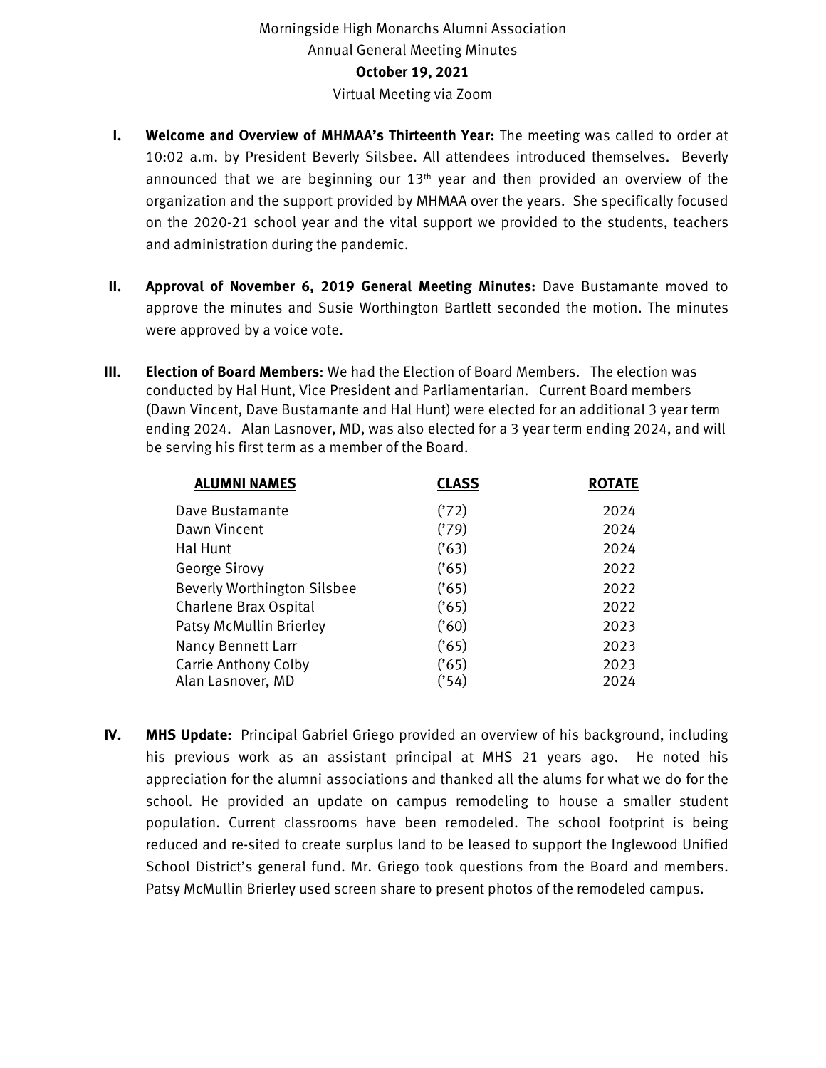Morningside High Monarchs Alumni Association

Annual General Meeting Minutes

**October 19, 2021**

Virtual Meeting via Zoom

I. **Welcome and Overview of MHMAA's Thirteenth Year:** The meeting was called to order at 10:02 a.m. by President Beverly Silsbee. All attendees introduced themselves. Beverly announced that we are beginning our 13th year and then provided an overview of the organization and the support provided by MHMAA over the years. She specifically focused on the 2020-21 school year and the vital support we provided to the students, teachers and administration during the pandemic.

II. **Approval of November 6, 2019 General Meeting Minutes:** Dave Bustamante moved to approve the minutes and Susie Worthington Bartlett seconded the motion. The minutes were approved by a voice vote.

III. **Election of Board Members**: We had the Election of Board Members. The election was conducted by Hal Hunt, Vice President and Parliamentarian. Current Board members (Dawn Vincent, Dave Bustamante and Hal Hunt) were elected for an additional 3 year term ending 2024. Alan Lasnover, MD, was also elected for a 3 year term ending 2024, and will be serving his first term as a member of the Board.

| ALUMNI NAMES | CLASS | ROTATE |
|---|---|---|
| Dave Bustamante | ('72) | 2024 |
| Dawn Vincent | ('79) | 2024 |
| Hal Hunt | ('63) | 2024 |
| George Sirovy | ('65) | 2022 |
| Beverly Worthington Silsbee | ('65) | 2022 |
| Charlene Brax Ospital | ('65) | 2022 |
| Patsy McMullin Brierley | ('60) | 2023 |
| Nancy Bennett Larr | ('65) | 2023 |
| Carrie Anthony Colby | ('65) | 2023 |
| Alan Lasnover, MD | ('54) | 2024 |

IV. **MHS Update:** Principal Gabriel Griego provided an overview of his background, including his previous work as an assistant principal at MHS 21 years ago. He noted his appreciation for the alumni associations and thanked all the alums for what we do for the school. He provided an update on campus remodeling to house a smaller student population. Current classrooms have been remodeled. The school footprint is being reduced and re-sited to create surplus land to be leased to support the Inglewood Unified School District's general fund. Mr. Griego took questions from the Board and members. Patsy McMullin Brierley used screen share to present photos of the remodeled campus.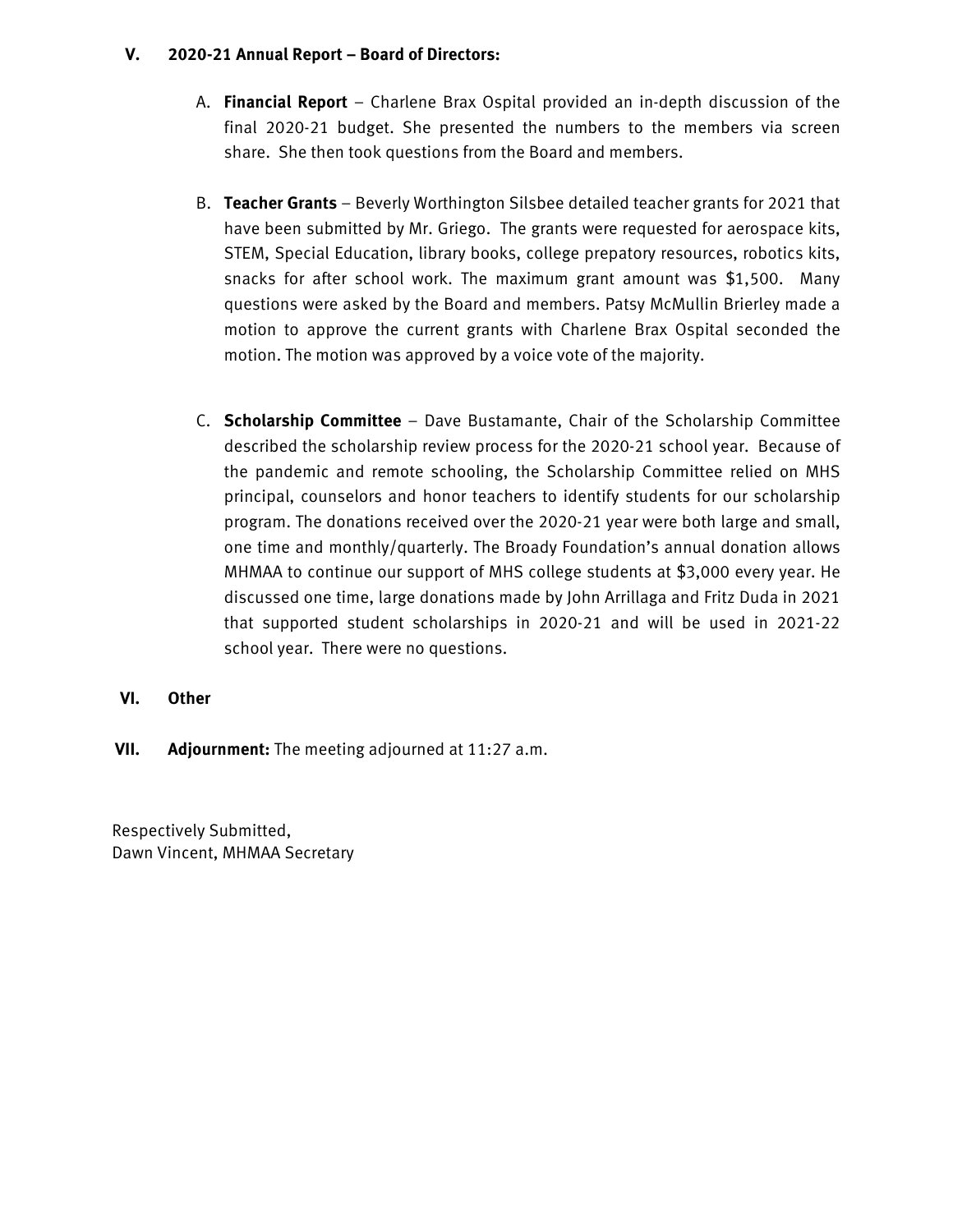## V. 2020-21 Annual Report – Board of Directors:

A. **Financial Report** – Charlene Brax Ospital provided an in-depth discussion of the final 2020-21 budget. She presented the numbers to the members via screen share. She then took questions from the Board and members.

B. **Teacher Grants** – Beverly Worthington Silsbee detailed teacher grants for 2021 that have been submitted by Mr. Griego. The grants were requested for aerospace kits, STEM, Special Education, library books, college prepatory resources, robotics kits, snacks for after school work. The maximum grant amount was $1,500. Many questions were asked by the Board and members. Patsy McMullin Brierley made a motion to approve the current grants with Charlene Brax Ospital seconded the motion. The motion was approved by a voice vote of the majority.

C. **Scholarship Committee** – Dave Bustamante, Chair of the Scholarship Committee described the scholarship review process for the 2020-21 school year. Because of the pandemic and remote schooling, the Scholarship Committee relied on MHS principal, counselors and honor teachers to identify students for our scholarship program. The donations received over the 2020-21 year were both large and small, one time and monthly/quarterly. The Broady Foundation's annual donation allows MHMAA to continue our support of MHS college students at $3,000 every year. He discussed one time, large donations made by John Arrillaga and Fritz Duda in 2021 that supported student scholarships in 2020-21 and will be used in 2021-22 school year. There were no questions.

## VI. Other

## VII. Adjournment: The meeting adjourned at 11:27 a.m.

Respectively Submitted,
Dawn Vincent, MHMAA Secretary